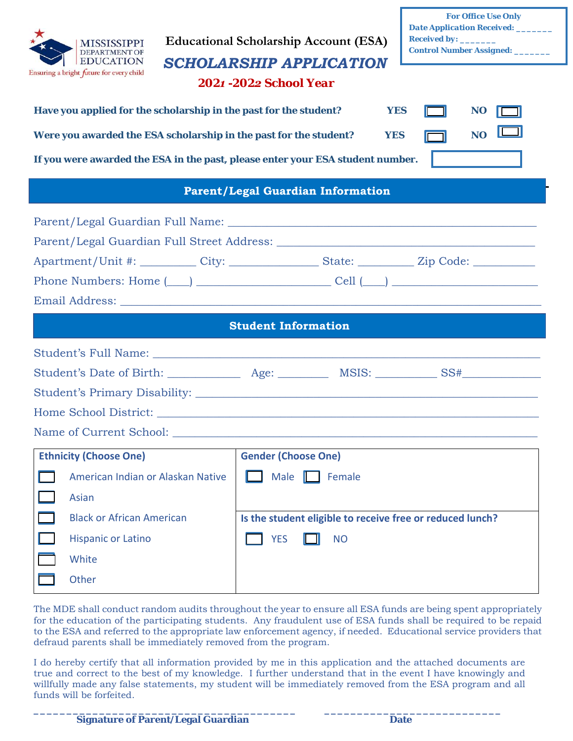MISSISSIPPI DEPARTMENT OF EDUCATION
Ensuring a bright future for every child

| For Office Use Only |
| --- |
| Date Application Received: _______ |
| Received by: _______ |
| Control Number Assigned: _______ |

# Educational Scholarship Account (ESA)

## SCHOLARSHIP APPLICATION

**2021 -2022 School Year**

**Have you applied for the scholarship in the past for the student?** YES ☐ NO ☐

**Were you awarded the ESA scholarship in the past for the student?** YES ☐ NO ☐

**If you were awarded the ESA in the past, please enter your ESA student number.** ☐

## Parent/Legal Guardian Information

Parent/Legal Guardian Full Name: ____________________________________________________

Parent/Legal Guardian Full Street Address: ____________________________________________

Apartment/Unit #: _________ City: _______________ State: _________ Zip Code: __________

Phone Numbers: Home (____) ______________________ Cell (____) ________________________

Email Address: __________________________________________________________________

## Student Information

Student's Full Name: ______________________________________________________________

Student's Date of Birth: ____________ Age: ________ MSIS: __________ SS#_____________

Student's Primary Disability: _______________________________________________________

Home School District: ____________________________________________________________

Name of Current School: __________________________________________________________

| Ethnicity (Choose One) | Gender (Choose One) |
| --- | --- |
| ☐ American Indian or Alaskan Native | ☐ Male ☐ Female |
| ☐ Asian | |
| ☐ Black or African American | **Is the student eligible to receive free or reduced lunch?** |
| ☐ Hispanic or Latino | ☐ YES ☐ NO |
| ☐ White | |
| ☐ Other | |

The MDE shall conduct random audits throughout the year to ensure all ESA funds are being spent appropriately for the education of the participating students. Any fraudulent use of ESA funds shall be required to be repaid to the ESA and referred to the appropriate law enforcement agency, if needed. Educational service providers that defraud parents shall be immediately removed from the program.

I do hereby certify that all information provided by me in this application and the attached documents are true and correct to the best of my knowledge. I further understand that in the event I have knowingly and willfully made any false statements, my student will be immediately removed from the ESA program and all funds will be forfeited.

_________________________________________ ___________________________

**Signature of Parent/Legal Guardian** **Date**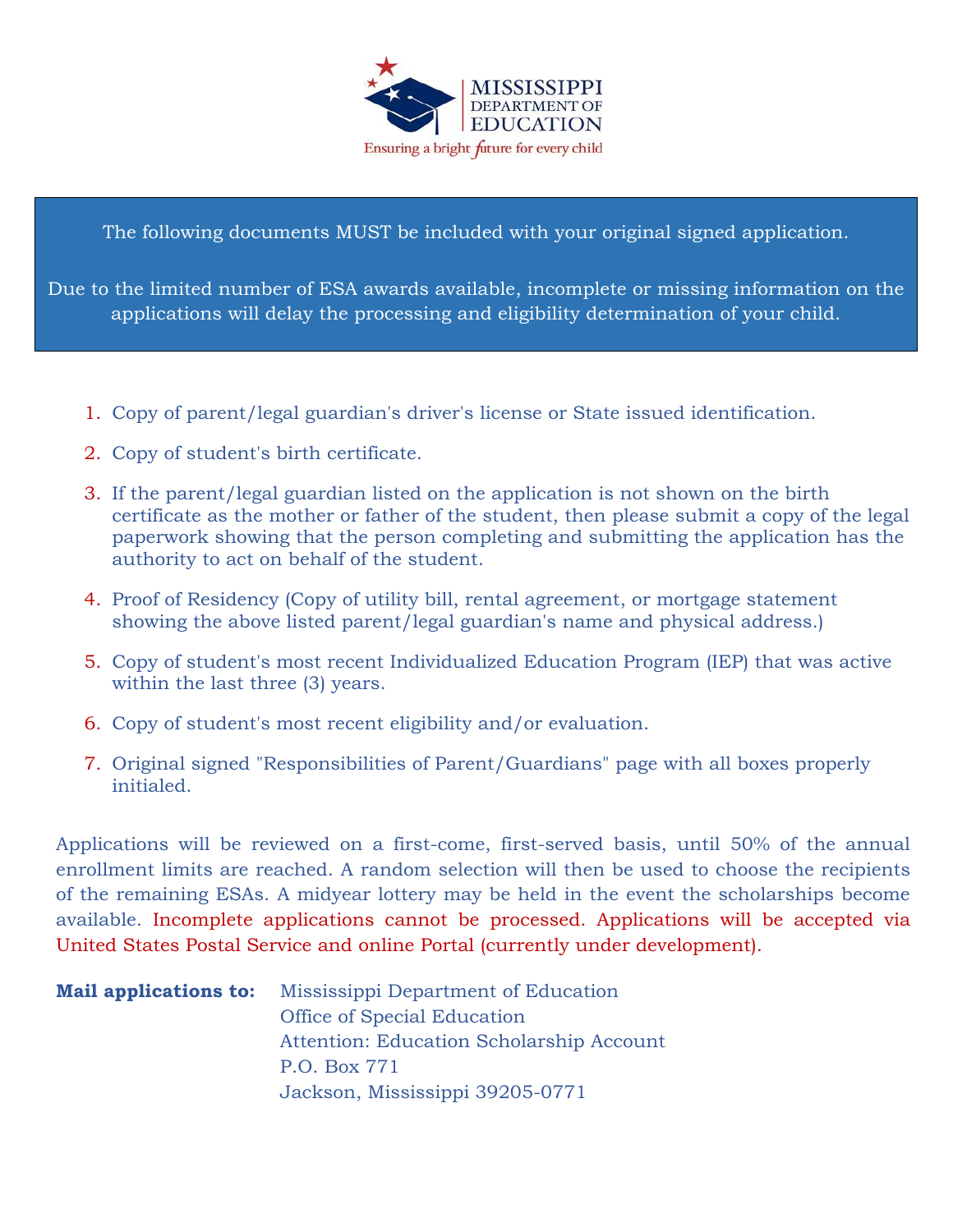MISSISSIPPI DEPARTMENT OF EDUCATION

Ensuring a bright future for every child

The following documents MUST be included with your original signed application.

Due to the limited number of ESA awards available, incomplete or missing information on the applications will delay the processing and eligibility determination of your child.

1. Copy of parent/legal guardian's driver's license or State issued identification.
2. Copy of student's birth certificate.
3. If the parent/legal guardian listed on the application is not shown on the birth certificate as the mother or father of the student, then please submit a copy of the legal paperwork showing that the person completing and submitting the application has the authority to act on behalf of the student.
4. Proof of Residency (Copy of utility bill, rental agreement, or mortgage statement showing the above listed parent/legal guardian's name and physical address.)
5. Copy of student's most recent Individualized Education Program (IEP) that was active within the last three (3) years.
6. Copy of student's most recent eligibility and/or evaluation.
7. Original signed "Responsibilities of Parent/Guardians" page with all boxes properly initialed.

Applications will be reviewed on a first-come, first-served basis, until 50% of the annual enrollment limits are reached. A random selection will then be used to choose the recipients of the remaining ESAs. A midyear lottery may be held in the event the scholarships become available. Incomplete applications cannot be processed. Applications will be accepted via United States Postal Service and online Portal (currently under development).

**Mail applications to:**

Mississippi Department of Education
Office of Special Education
Attention: Education Scholarship Account
P.O. Box 771
Jackson, Mississippi 39205-0771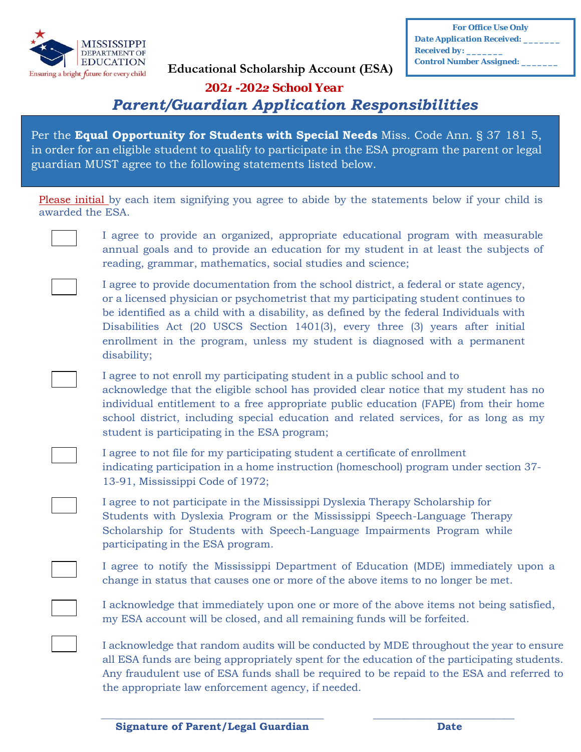MISSISSIPPI DEPARTMENT OF EDUCATION
Ensuring a bright future for every child

**For Office Use Only**
**Date Application Received: _______**
**Received by: _______**
**Control Number Assigned: _______**

**Educational Scholarship Account (ESA)**

## 2021 -2022 School Year

# *Parent/Guardian Application Responsibilities*

Per the **Equal Opportunity for Students with Special Needs** Miss. Code Ann. § 37 181 5, in order for an eligible student to qualify to participate in the ESA program the parent or legal guardian MUST agree to the following statements listed below.

Please initial by each item signifying you agree to abide by the statements below if your child is awarded the ESA.

☐ I agree to provide an organized, appropriate educational program with measurable annual goals and to provide an education for my student in at least the subjects of reading, grammar, mathematics, social studies and science;

☐ I agree to provide documentation from the school district, a federal or state agency, or a licensed physician or psychometrist that my participating student continues to be identified as a child with a disability, as defined by the federal Individuals with Disabilities Act (20 USCS Section 1401(3), every three (3) years after initial enrollment in the program, unless my student is diagnosed with a permanent disability;

☐ I agree to not enroll my participating student in a public school and to acknowledge that the eligible school has provided clear notice that my student has no individual entitlement to a free appropriate public education (FAPE) from their home school district, including special education and related services, for as long as my student is participating in the ESA program;

☐ I agree to not file for my participating student a certificate of enrollment indicating participation in a home instruction (homeschool) program under section 37-13-91, Mississippi Code of 1972;

☐ I agree to not participate in the Mississippi Dyslexia Therapy Scholarship for Students with Dyslexia Program or the Mississippi Speech-Language Therapy Scholarship for Students with Speech-Language Impairments Program while participating in the ESA program.

☐ I agree to notify the Mississippi Department of Education (MDE) immediately upon a change in status that causes one or more of the above items to no longer be met.

☐ I acknowledge that immediately upon one or more of the above items not being satisfied, my ESA account will be closed, and all remaining funds will be forfeited.

☐ I acknowledge that random audits will be conducted by MDE throughout the year to ensure all ESA funds are being appropriately spent for the education of the participating students. Any fraudulent use of ESA funds shall be required to be repaid to the ESA and referred to the appropriate law enforcement agency, if needed.

_______________________________ _______________

**Signature of Parent/Legal Guardian** **Date**